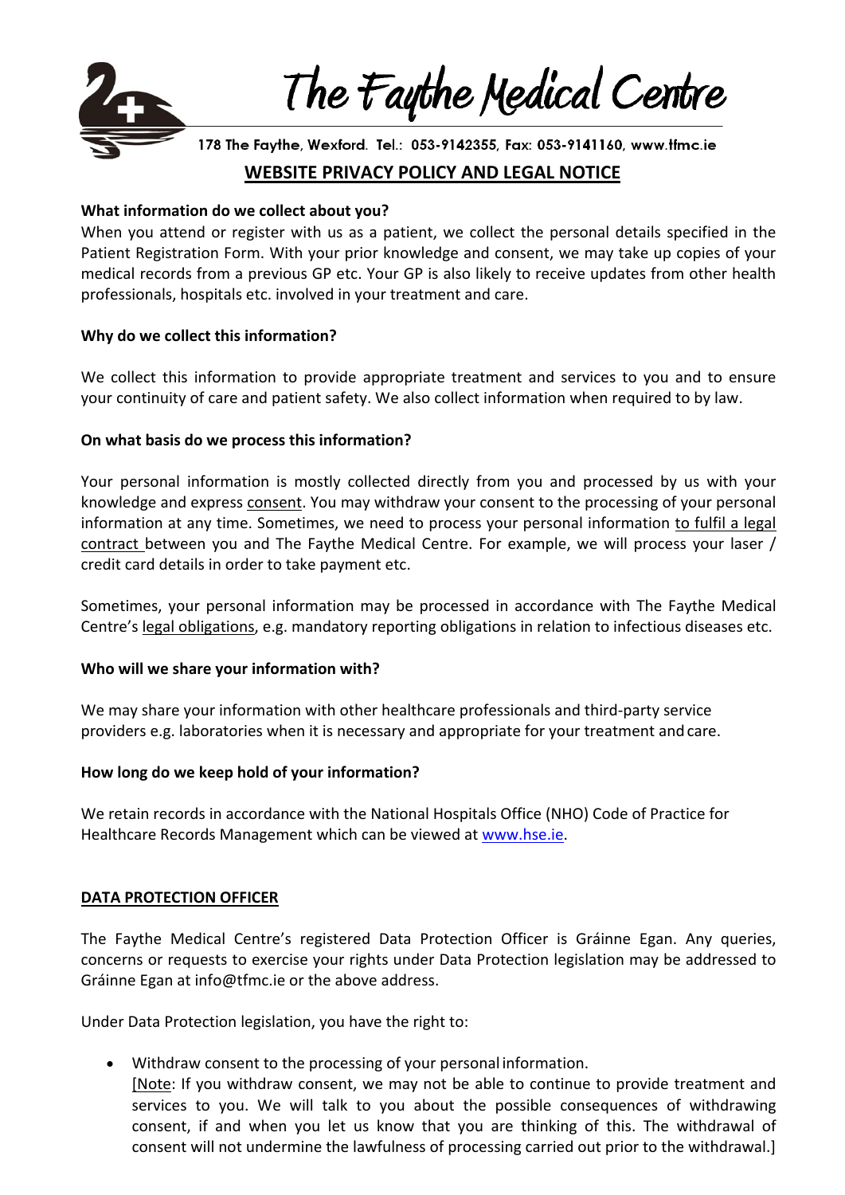# The Faythe Medical Centre

178 The Faythe, Wexford. Tel.: 053-9142355, Fax: 053-9141160, www.tfmc.ie

## WEBSITE PRIVACY POLICY AND LEGAL NOTICE

**What information do we collect about you?**

When you attend or register with us as a patient, we collect the personal details specified in the Patient Registration Form. With your prior knowledge and consent, we may take up copies of your medical records from a previous GP etc. Your GP is also likely to receive updates from other health professionals, hospitals etc. involved in your treatment and care.

**Why do we collect this information?**

We collect this information to provide appropriate treatment and services to you and to ensure your continuity of care and patient safety. We also collect information when required to by law.

**On what basis do we process this information?**

Your personal information is mostly collected directly from you and processed by us with your knowledge and express consent. You may withdraw your consent to the processing of your personal information at any time. Sometimes, we need to process your personal information to fulfil a legal contract between you and The Faythe Medical Centre. For example, we will process your laser / credit card details in order to take payment etc.

Sometimes, your personal information may be processed in accordance with The Faythe Medical Centre's legal obligations, e.g. mandatory reporting obligations in relation to infectious diseases etc.

**Who will we share your information with?**

We may share your information with other healthcare professionals and third-party service providers e.g. laboratories when it is necessary and appropriate for your treatment and care.

**How long do we keep hold of your information?**

We retain records in accordance with the National Hospitals Office (NHO) Code of Practice for Healthcare Records Management which can be viewed at www.hse.ie.

## DATA PROTECTION OFFICER

The Faythe Medical Centre's registered Data Protection Officer is Gráinne Egan. Any queries, concerns or requests to exercise your rights under Data Protection legislation may be addressed to Gráinne Egan at info@tfmc.ie or the above address.

Under Data Protection legislation, you have the right to:

- Withdraw consent to the processing of your personal information.
  [Note: If you withdraw consent, we may not be able to continue to provide treatment and services to you. We will talk to you about the possible consequences of withdrawing consent, if and when you let us know that you are thinking of this. The withdrawal of consent will not undermine the lawfulness of processing carried out prior to the withdrawal.]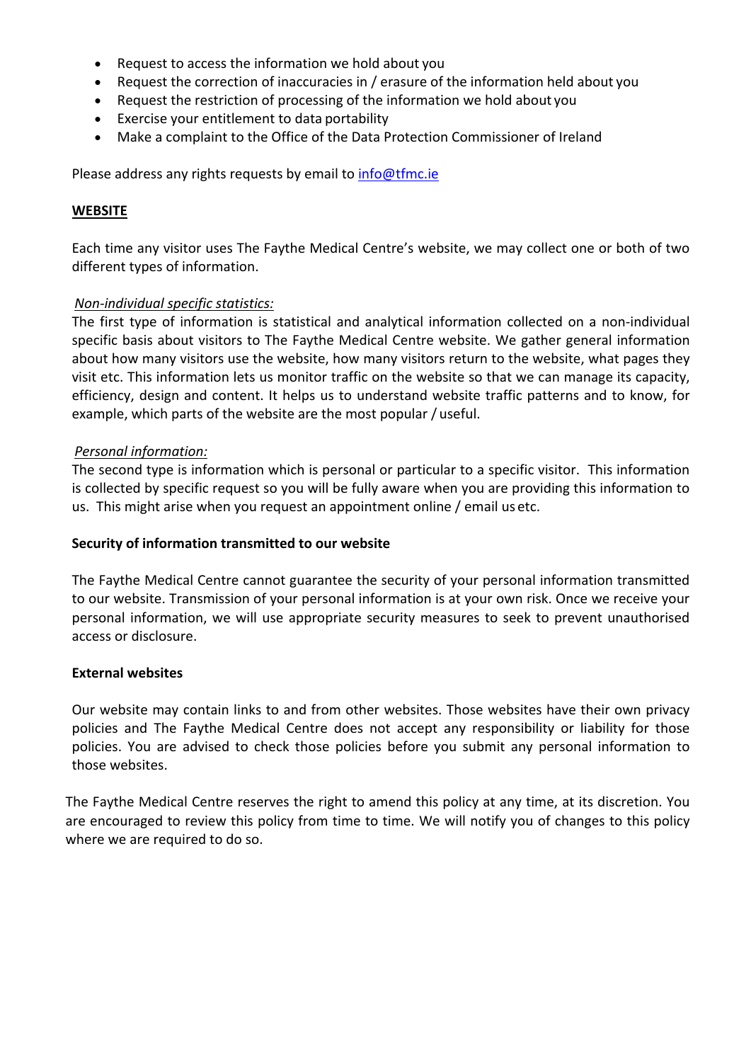- Request to access the information we hold about you
- Request the correction of inaccuracies in / erasure of the information held about you
- Request the restriction of processing of the information we hold about you
- Exercise your entitlement to data portability
- Make a complaint to the Office of the Data Protection Commissioner of Ireland

Please address any rights requests by email to info@tfmc.ie

**WEBSITE**

Each time any visitor uses The Faythe Medical Centre's website, we may collect one or both of two different types of information.

*Non-individual specific statistics:*

The first type of information is statistical and analytical information collected on a non-individual specific basis about visitors to The Faythe Medical Centre website. We gather general information about how many visitors use the website, how many visitors return to the website, what pages they visit etc. This information lets us monitor traffic on the website so that we can manage its capacity, efficiency, design and content. It helps us to understand website traffic patterns and to know, for example, which parts of the website are the most popular / useful.

*Personal information:*

The second type is information which is personal or particular to a specific visitor. This information is collected by specific request so you will be fully aware when you are providing this information to us. This might arise when you request an appointment online / email us etc.

**Security of information transmitted to our website**

The Faythe Medical Centre cannot guarantee the security of your personal information transmitted to our website. Transmission of your personal information is at your own risk. Once we receive your personal information, we will use appropriate security measures to seek to prevent unauthorised access or disclosure.

**External websites**

Our website may contain links to and from other websites. Those websites have their own privacy policies and The Faythe Medical Centre does not accept any responsibility or liability for those policies. You are advised to check those policies before you submit any personal information to those websites.

The Faythe Medical Centre reserves the right to amend this policy at any time, at its discretion. You are encouraged to review this policy from time to time. We will notify you of changes to this policy where we are required to do so.